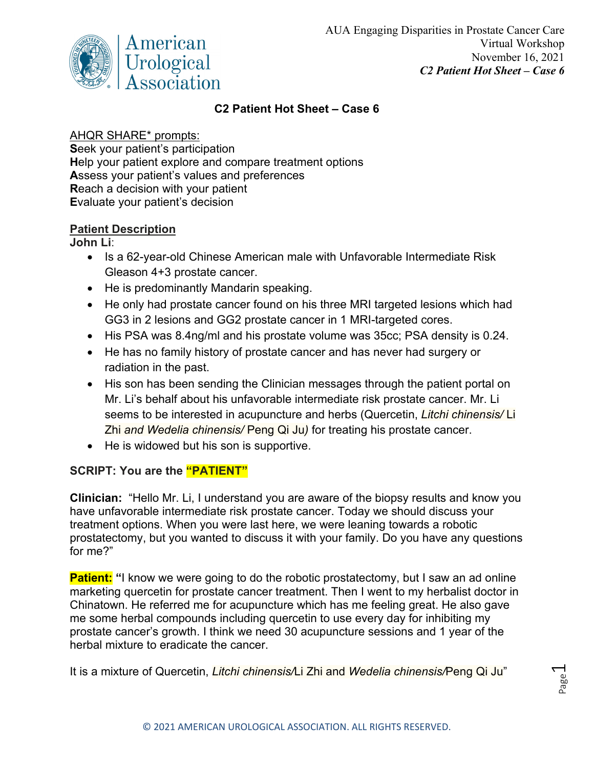# C2 Patient Hot Sheet – Case 6

AHQR SHARE* prompts:

**S**eek your patient's participation
**H**elp your patient explore and compare treatment options
**A**ssess your patient's values and preferences
**R**each a decision with your patient
**E**valuate your patient's decision

## Patient Description

**John Li**:

- Is a 62-year-old Chinese American male with Unfavorable Intermediate Risk Gleason 4+3 prostate cancer.
- He is predominantly Mandarin speaking.
- He only had prostate cancer found on his three MRI targeted lesions which had GG3 in 2 lesions and GG2 prostate cancer in 1 MRI-targeted cores.
- His PSA was 8.4ng/ml and his prostate volume was 35cc; PSA density is 0.24.
- He has no family history of prostate cancer and has never had surgery or radiation in the past.
- His son has been sending the Clinician messages through the patient portal on Mr. Li's behalf about his unfavorable intermediate risk prostate cancer. Mr. Li seems to be interested in acupuncture and herbs (Quercetin, *Litchi chinensis/* Li Zhi *and Wedelia chinensis/* Peng Qi Ju*)* for treating his prostate cancer.
- He is widowed but his son is supportive.

**SCRIPT: You are the "PATIENT"**

**Clinician:** "Hello Mr. Li, I understand you are aware of the biopsy results and know you have unfavorable intermediate risk prostate cancer. Today we should discuss your treatment options. When you were last here, we were leaning towards a robotic prostatectomy, but you wanted to discuss it with your family. Do you have any questions for me?"

**Patient:** **"**I know we were going to do the robotic prostatectomy, but I saw an ad online marketing quercetin for prostate cancer treatment. Then I went to my herbalist doctor in Chinatown. He referred me for acupuncture which has me feeling great. He also gave me some herbal compounds including quercetin to use every day for inhibiting my prostate cancer's growth. I think we need 30 acupuncture sessions and 1 year of the herbal mixture to eradicate the cancer.

It is a mixture of Quercetin, *Litchi chinensis/*Li Zhi and *Wedelia chinensis/*Peng Qi Ju"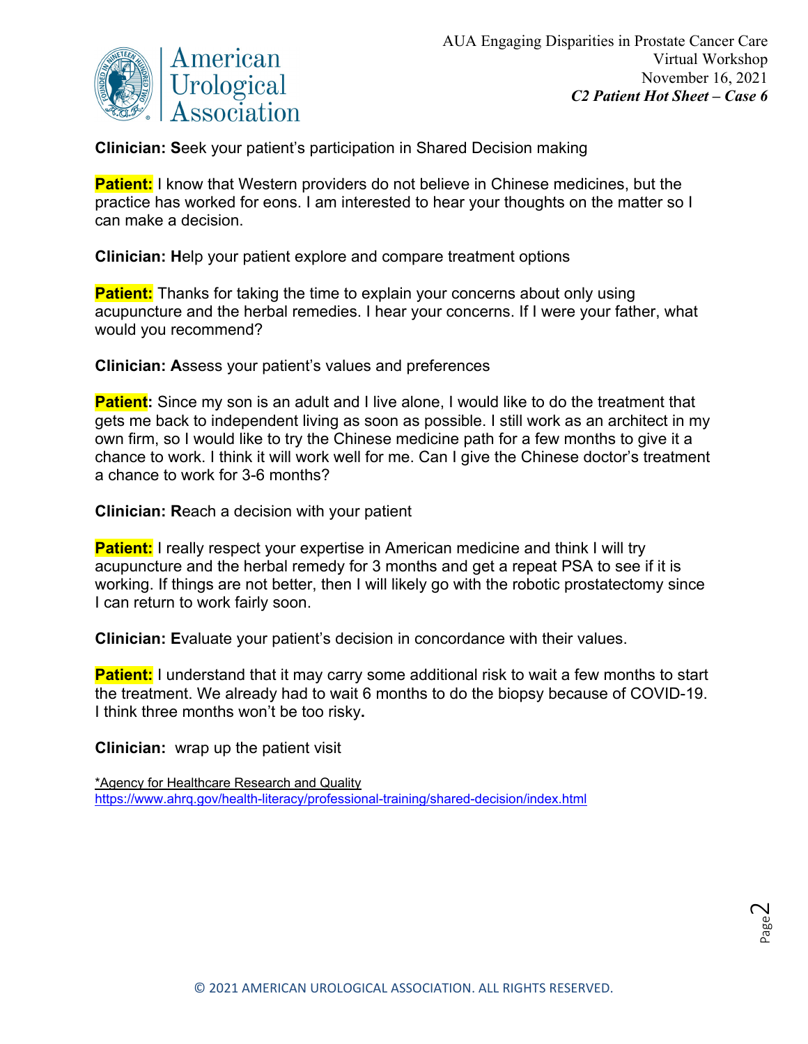**Clinician: S**eek your patient's participation in Shared Decision making

**Patient:** I know that Western providers do not believe in Chinese medicines, but the practice has worked for eons. I am interested to hear your thoughts on the matter so I can make a decision.

**Clinician: H**elp your patient explore and compare treatment options

**Patient:** Thanks for taking the time to explain your concerns about only using acupuncture and the herbal remedies. I hear your concerns. If I were your father, what would you recommend?

**Clinician: A**ssess your patient's values and preferences

**Patient:** Since my son is an adult and I live alone, I would like to do the treatment that gets me back to independent living as soon as possible. I still work as an architect in my own firm, so I would like to try the Chinese medicine path for a few months to give it a chance to work. I think it will work well for me. Can I give the Chinese doctor's treatment a chance to work for 3-6 months?

**Clinician: R**each a decision with your patient

**Patient:** I really respect your expertise in American medicine and think I will try acupuncture and the herbal remedy for 3 months and get a repeat PSA to see if it is working. If things are not better, then I will likely go with the robotic prostatectomy since I can return to work fairly soon.

**Clinician: E**valuate your patient's decision in concordance with their values.

**Patient:** I understand that it may carry some additional risk to wait a few months to start the treatment. We already had to wait 6 months to do the biopsy because of COVID-19. I think three months won't be too risky**.**

**Clinician:** wrap up the patient visit

*Agency for Healthcare Research and Quality
https://www.ahrq.gov/health-literacy/professional-training/shared-decision/index.html